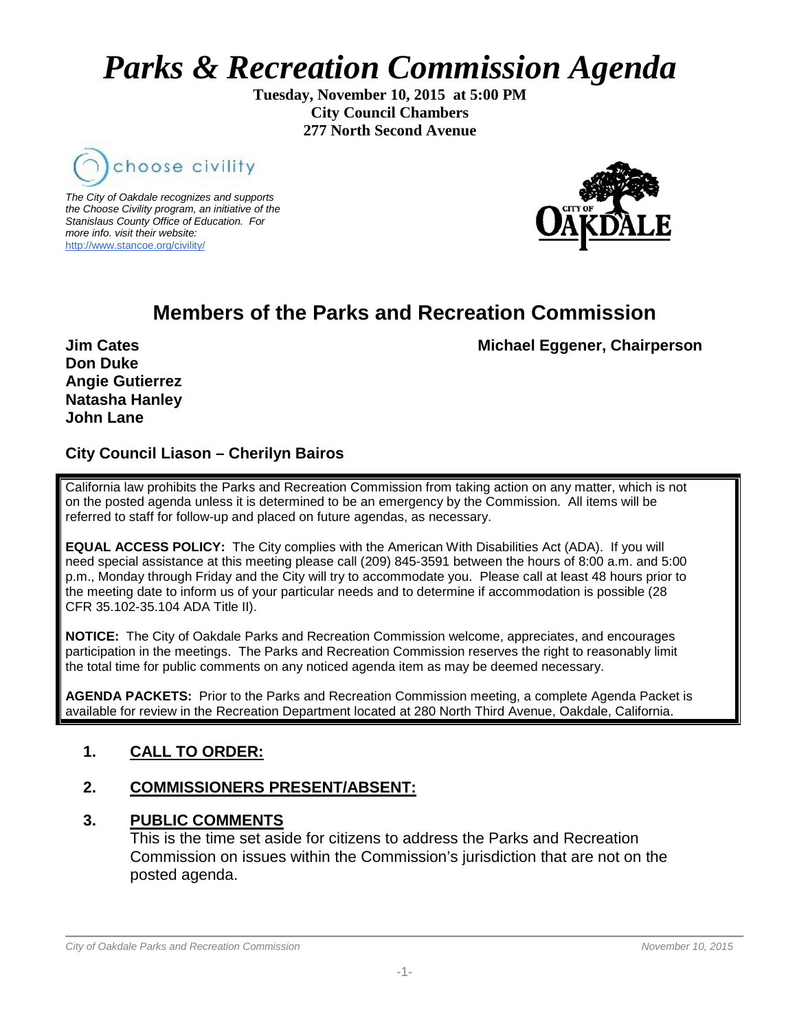# *Parks & Recreation Commission Agenda*

**Tuesday, November 10, 2015 at 5:00 PM**
**City Council Chambers**
**277 North Second Avenue**

choose civility

*The City of Oakdale recognizes and supports the Choose Civility program, an initiative of the Stanislaus County Office of Education. For more info. visit their website:* http://www.stancoe.org/civility/

CITY OF OAKDALE

## Members of the Parks and Recreation Commission

**Michael Eggener, Chairperson**

**Jim Cates**
**Don Duke**
**Angie Gutierrez**
**Natasha Hanley**
**John Lane**

**City Council Liason – Cherilyn Bairos**

California law prohibits the Parks and Recreation Commission from taking action on any matter, which is not on the posted agenda unless it is determined to be an emergency by the Commission. All items will be referred to staff for follow-up and placed on future agendas, as necessary.

**EQUAL ACCESS POLICY:** The City complies with the American With Disabilities Act (ADA). If you will need special assistance at this meeting please call (209) 845-3591 between the hours of 8:00 a.m. and 5:00 p.m., Monday through Friday and the City will try to accommodate you. Please call at least 48 hours prior to the meeting date to inform us of your particular needs and to determine if accommodation is possible (28 CFR 35.102-35.104 ADA Title II).

**NOTICE:** The City of Oakdale Parks and Recreation Commission welcome, appreciates, and encourages participation in the meetings. The Parks and Recreation Commission reserves the right to reasonably limit the total time for public comments on any noticed agenda item as may be deemed necessary.

**AGENDA PACKETS:** Prior to the Parks and Recreation Commission meeting, a complete Agenda Packet is available for review in the Recreation Department located at 280 North Third Avenue, Oakdale, California.

1. **CALL TO ORDER:**

2. **COMMISSIONERS PRESENT/ABSENT:**

3. **PUBLIC COMMENTS**
   This is the time set aside for citizens to address the Parks and Recreation Commission on issues within the Commission's jurisdiction that are not on the posted agenda.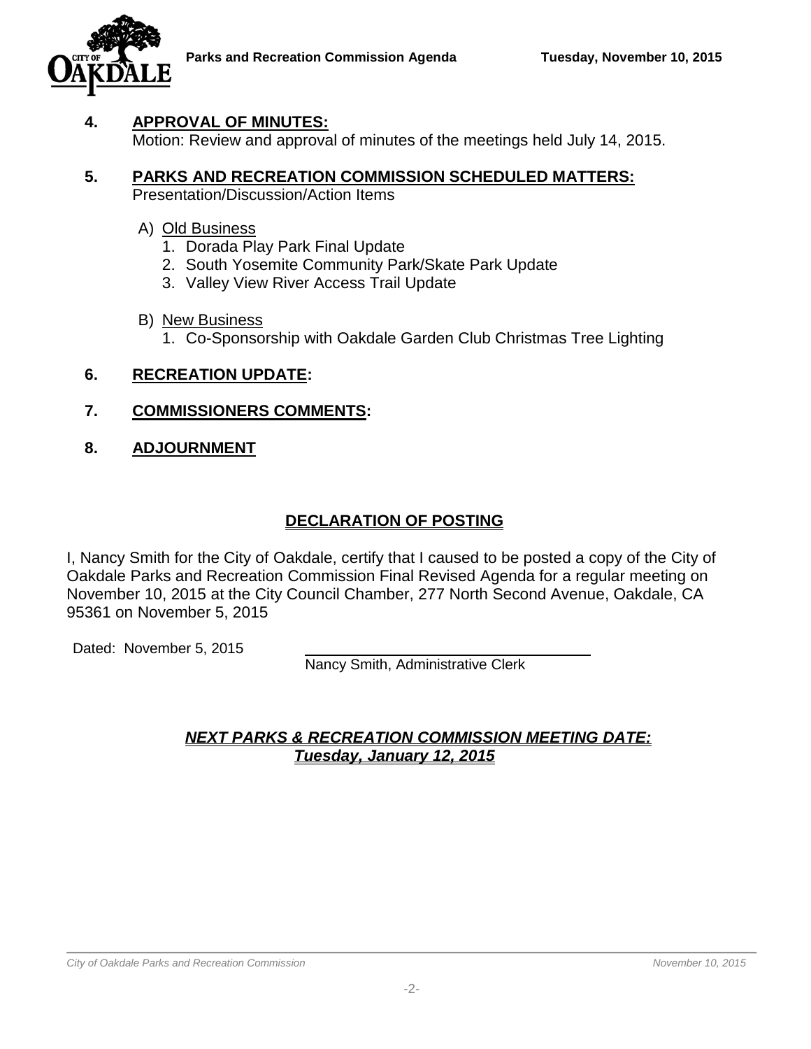**4. APPROVAL OF MINUTES:**

Motion: Review and approval of minutes of the meetings held July 14, 2015.

**5. PARKS AND RECREATION COMMISSION SCHEDULED MATTERS:**

Presentation/Discussion/Action Items

A) Old Business

1. Dorada Play Park Final Update
2. South Yosemite Community Park/Skate Park Update
3. Valley View River Access Trail Update

B) New Business

1. Co-Sponsorship with Oakdale Garden Club Christmas Tree Lighting

**6. RECREATION UPDATE:**

**7. COMMISSIONERS COMMENTS:**

**8. ADJOURNMENT**

## DECLARATION OF POSTING

I, Nancy Smith for the City of Oakdale, certify that I caused to be posted a copy of the City of Oakdale Parks and Recreation Commission Final Revised Agenda for a regular meeting on November 10, 2015 at the City Council Chamber, 277 North Second Avenue, Oakdale, CA 95361 on November 5, 2015

Dated: November 5, 2015

Nancy Smith, Administrative Clerk

***NEXT PARKS & RECREATION COMMISSION MEETING DATE:***
***Tuesday, January 12, 2015***